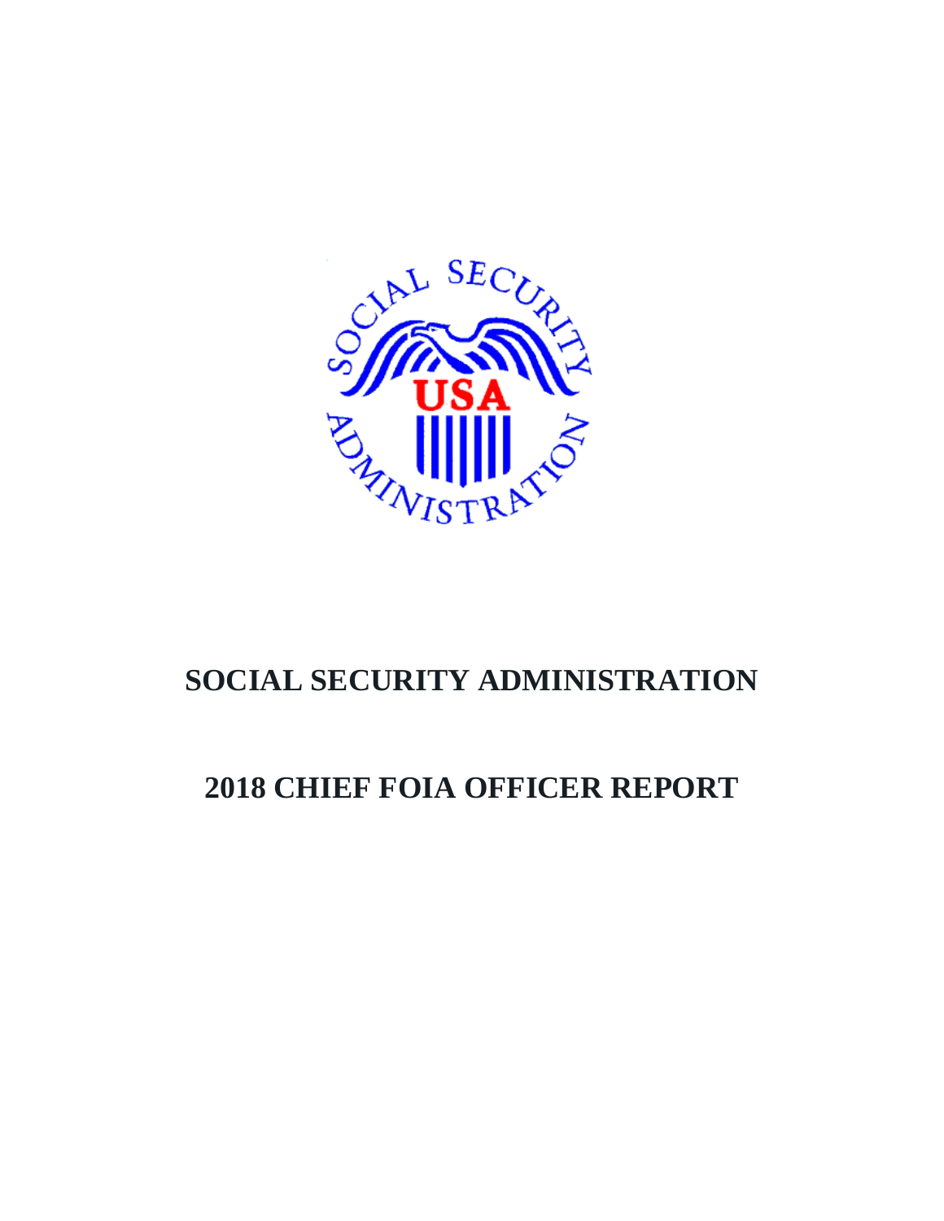# SOCIAL SECURITY ADMINISTRATION

# 2018 CHIEF FOIA OFFICER REPORT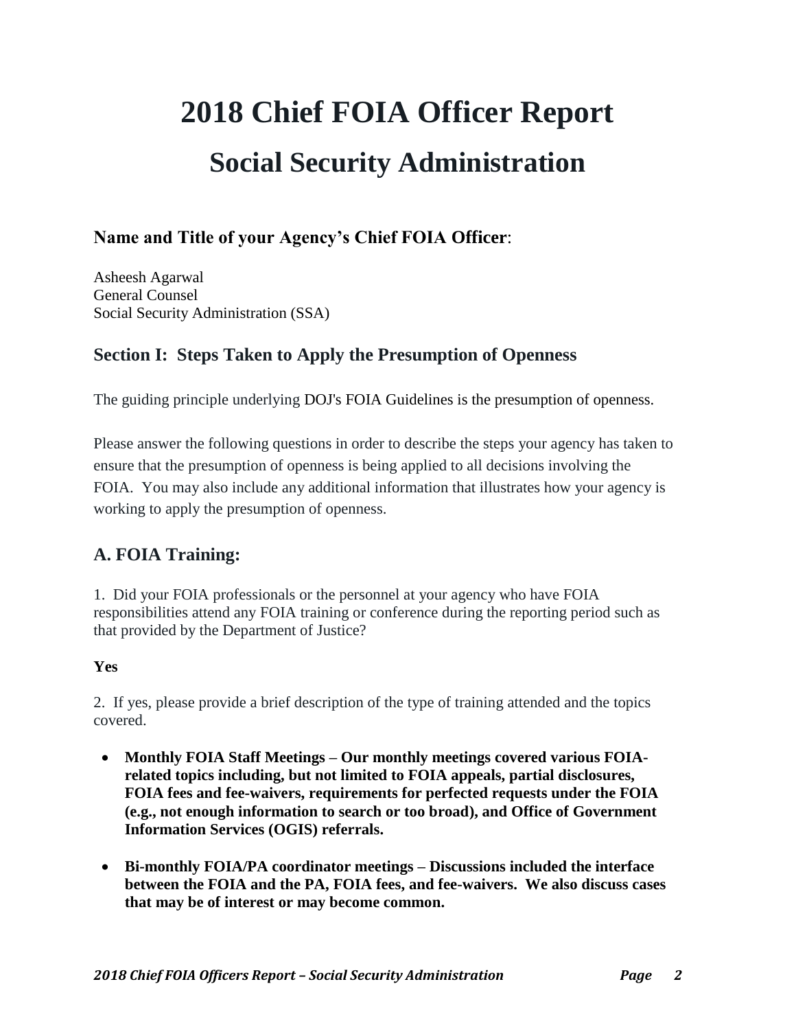# 2018 Chief FOIA Officer Report

# Social Security Administration

### **Name and Title of your Agency's Chief FOIA Officer**:

Asheesh Agarwal
General Counsel
Social Security Administration (SSA)

## Section I: Steps Taken to Apply the Presumption of Openness

The guiding principle underlying DOJ's FOIA Guidelines is the presumption of openness.

Please answer the following questions in order to describe the steps your agency has taken to ensure that the presumption of openness is being applied to all decisions involving the FOIA. You may also include any additional information that illustrates how your agency is working to apply the presumption of openness.

## A. FOIA Training:

1. Did your FOIA professionals or the personnel at your agency who have FOIA responsibilities attend any FOIA training or conference during the reporting period such as that provided by the Department of Justice?

**Yes**

2. If yes, please provide a brief description of the type of training attended and the topics covered.

- **Monthly FOIA Staff Meetings – Our monthly meetings covered various FOIA-related topics including, but not limited to FOIA appeals, partial disclosures, FOIA fees and fee-waivers, requirements for perfected requests under the FOIA (e.g., not enough information to search or too broad), and Office of Government Information Services (OGIS) referrals.**
- **Bi-monthly FOIA/PA coordinator meetings – Discussions included the interface between the FOIA and the PA, FOIA fees, and fee-waivers. We also discuss cases that may be of interest or may become common.**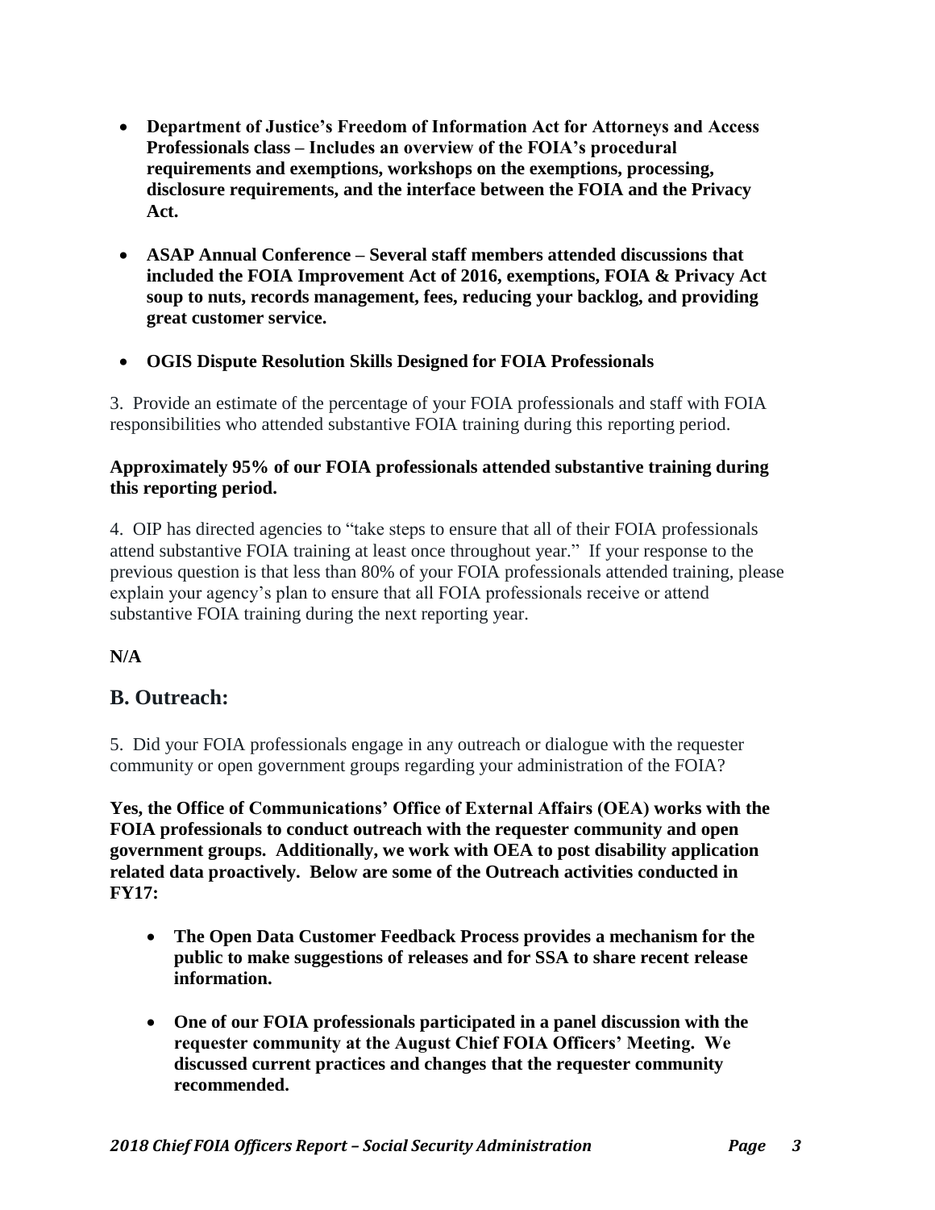- **Department of Justice's Freedom of Information Act for Attorneys and Access Professionals class – Includes an overview of the FOIA's procedural requirements and exemptions, workshops on the exemptions, processing, disclosure requirements, and the interface between the FOIA and the Privacy Act.**

- **ASAP Annual Conference – Several staff members attended discussions that included the FOIA Improvement Act of 2016, exemptions, FOIA & Privacy Act soup to nuts, records management, fees, reducing your backlog, and providing great customer service.**

- **OGIS Dispute Resolution Skills Designed for FOIA Professionals**

3. Provide an estimate of the percentage of your FOIA professionals and staff with FOIA responsibilities who attended substantive FOIA training during this reporting period.

**Approximately 95% of our FOIA professionals attended substantive training during this reporting period.**

4. OIP has directed agencies to "take steps to ensure that all of their FOIA professionals attend substantive FOIA training at least once throughout year." If your response to the previous question is that less than 80% of your FOIA professionals attended training, please explain your agency's plan to ensure that all FOIA professionals receive or attend substantive FOIA training during the next reporting year.

**N/A**

## B. Outreach:

5. Did your FOIA professionals engage in any outreach or dialogue with the requester community or open government groups regarding your administration of the FOIA?

**Yes, the Office of Communications' Office of External Affairs (OEA) works with the FOIA professionals to conduct outreach with the requester community and open government groups. Additionally, we work with OEA to post disability application related data proactively. Below are some of the Outreach activities conducted in FY17:**

- **The Open Data Customer Feedback Process provides a mechanism for the public to make suggestions of releases and for SSA to share recent release information.**

- **One of our FOIA professionals participated in a panel discussion with the requester community at the August Chief FOIA Officers' Meeting. We discussed current practices and changes that the requester community recommended.**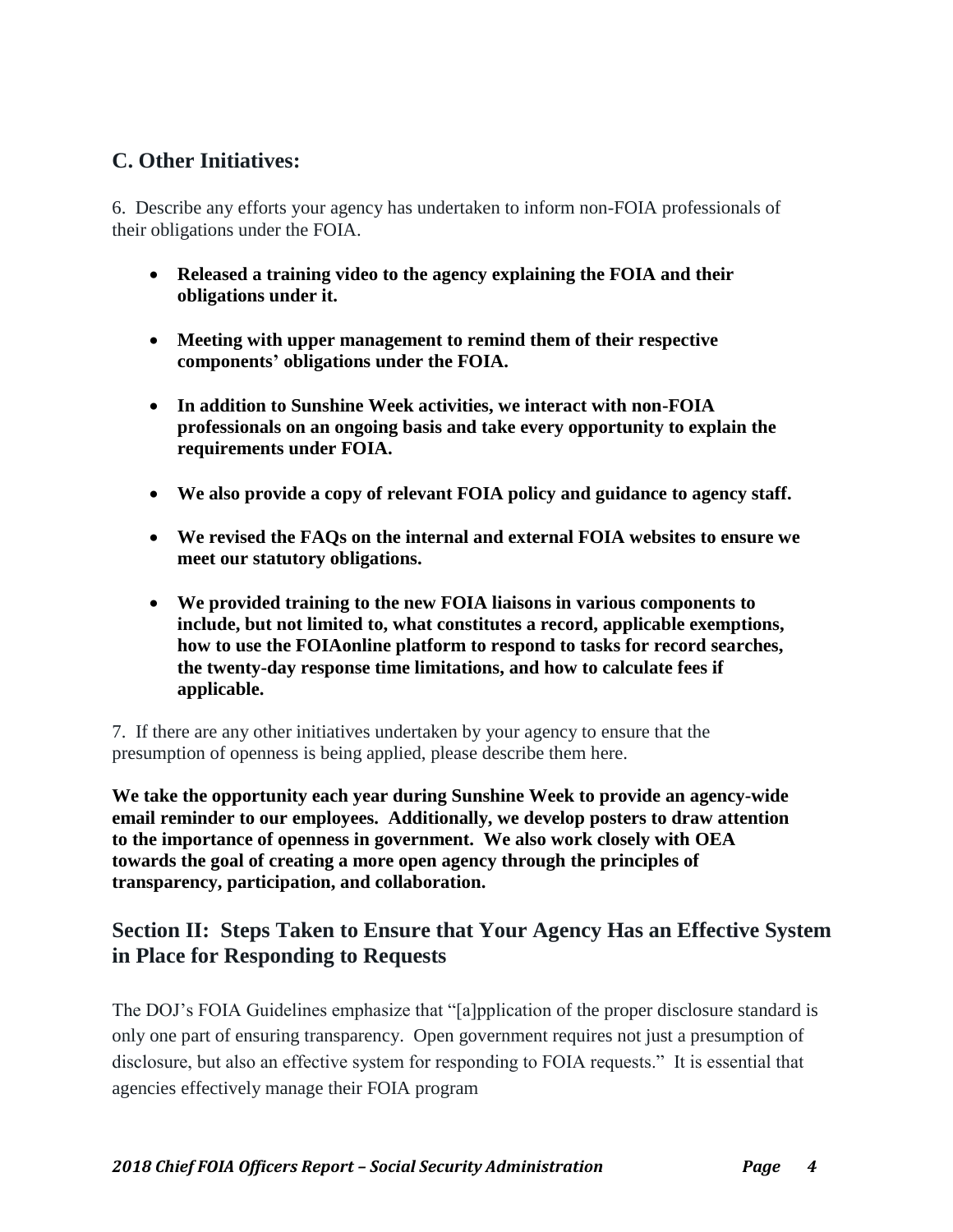## C. Other Initiatives:

6. Describe any efforts your agency has undertaken to inform non-FOIA professionals of their obligations under the FOIA.

- **Released a training video to the agency explaining the FOIA and their obligations under it.**
- **Meeting with upper management to remind them of their respective components' obligations under the FOIA.**
- **In addition to Sunshine Week activities, we interact with non-FOIA professionals on an ongoing basis and take every opportunity to explain the requirements under FOIA.**
- **We also provide a copy of relevant FOIA policy and guidance to agency staff.**
- **We revised the FAQs on the internal and external FOIA websites to ensure we meet our statutory obligations.**
- **We provided training to the new FOIA liaisons in various components to include, but not limited to, what constitutes a record, applicable exemptions, how to use the FOIAonline platform to respond to tasks for record searches, the twenty-day response time limitations, and how to calculate fees if applicable.**

7. If there are any other initiatives undertaken by your agency to ensure that the presumption of openness is being applied, please describe them here.

**We take the opportunity each year during Sunshine Week to provide an agency-wide email reminder to our employees. Additionally, we develop posters to draw attention to the importance of openness in government. We also work closely with OEA towards the goal of creating a more open agency through the principles of transparency, participation, and collaboration.**

## Section II: Steps Taken to Ensure that Your Agency Has an Effective System in Place for Responding to Requests

The DOJ's FOIA Guidelines emphasize that "[a]pplication of the proper disclosure standard is only one part of ensuring transparency. Open government requires not just a presumption of disclosure, but also an effective system for responding to FOIA requests." It is essential that agencies effectively manage their FOIA program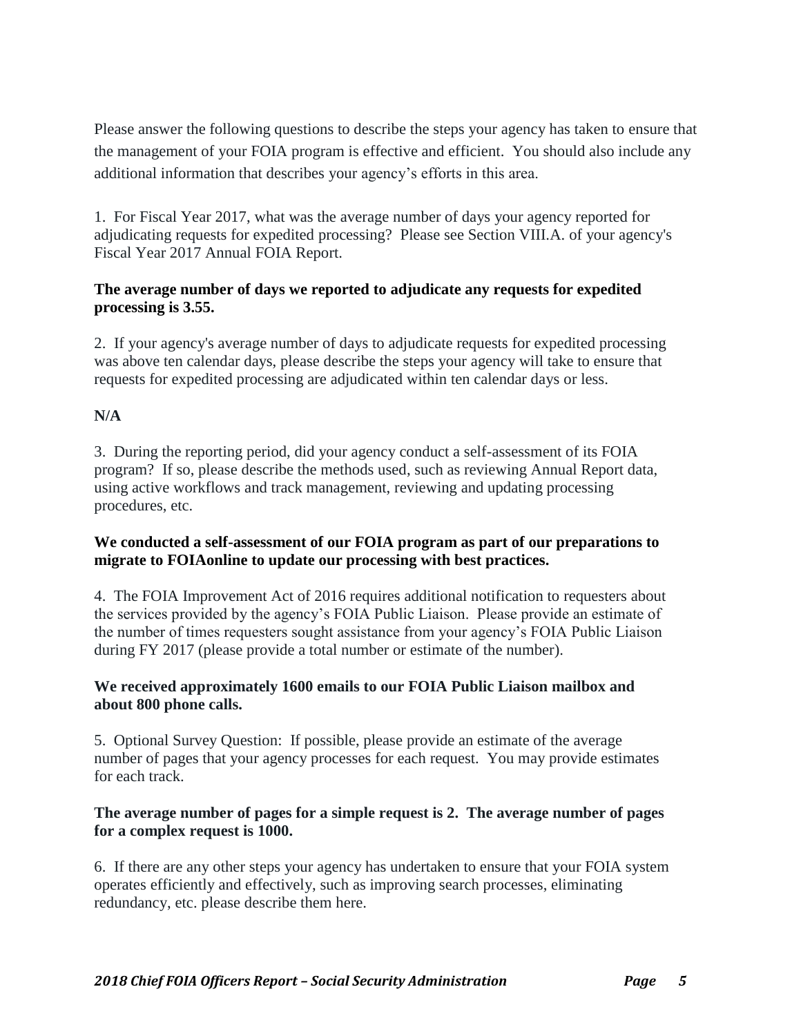Please answer the following questions to describe the steps your agency has taken to ensure that the management of your FOIA program is effective and efficient. You should also include any additional information that describes your agency's efforts in this area.

1. For Fiscal Year 2017, what was the average number of days your agency reported for adjudicating requests for expedited processing? Please see Section VIII.A. of your agency's Fiscal Year 2017 Annual FOIA Report.

**The average number of days we reported to adjudicate any requests for expedited processing is 3.55.**

2. If your agency's average number of days to adjudicate requests for expedited processing was above ten calendar days, please describe the steps your agency will take to ensure that requests for expedited processing are adjudicated within ten calendar days or less.

**N/A**

3. During the reporting period, did your agency conduct a self-assessment of its FOIA program? If so, please describe the methods used, such as reviewing Annual Report data, using active workflows and track management, reviewing and updating processing procedures, etc.

**We conducted a self-assessment of our FOIA program as part of our preparations to migrate to FOIAonline to update our processing with best practices.**

4. The FOIA Improvement Act of 2016 requires additional notification to requesters about the services provided by the agency's FOIA Public Liaison. Please provide an estimate of the number of times requesters sought assistance from your agency's FOIA Public Liaison during FY 2017 (please provide a total number or estimate of the number).

**We received approximately 1600 emails to our FOIA Public Liaison mailbox and about 800 phone calls.**

5. Optional Survey Question: If possible, please provide an estimate of the average number of pages that your agency processes for each request. You may provide estimates for each track.

**The average number of pages for a simple request is 2. The average number of pages for a complex request is 1000.**

6. If there are any other steps your agency has undertaken to ensure that your FOIA system operates efficiently and effectively, such as improving search processes, eliminating redundancy, etc. please describe them here.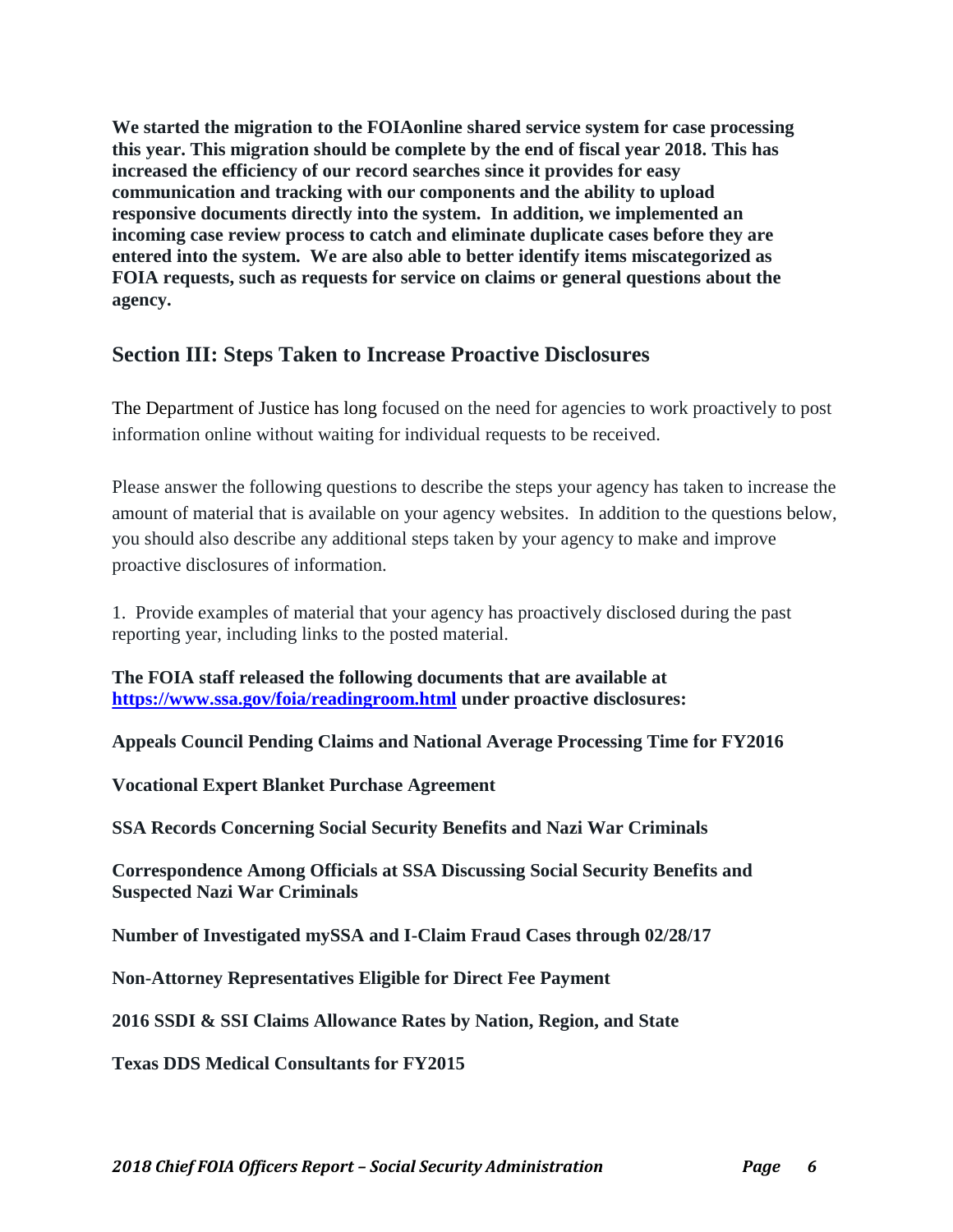**We started the migration to the FOIAonline shared service system for case processing this year. This migration should be complete by the end of fiscal year 2018. This has increased the efficiency of our record searches since it provides for easy communication and tracking with our components and the ability to upload responsive documents directly into the system. In addition, we implemented an incoming case review process to catch and eliminate duplicate cases before they are entered into the system. We are also able to better identify items miscategorized as FOIA requests, such as requests for service on claims or general questions about the agency.**

## Section III: Steps Taken to Increase Proactive Disclosures

The Department of Justice has long focused on the need for agencies to work proactively to post information online without waiting for individual requests to be received.

Please answer the following questions to describe the steps your agency has taken to increase the amount of material that is available on your agency websites. In addition to the questions below, you should also describe any additional steps taken by your agency to make and improve proactive disclosures of information.

1. Provide examples of material that your agency has proactively disclosed during the past reporting year, including links to the posted material.

**The FOIA staff released the following documents that are available at [https://www.ssa.gov/foia/readingroom.html](https://www.ssa.gov/foia/readingroom.html) under proactive disclosures:**

**Appeals Council Pending Claims and National Average Processing Time for FY2016**

**Vocational Expert Blanket Purchase Agreement**

**SSA Records Concerning Social Security Benefits and Nazi War Criminals**

**Correspondence Among Officials at SSA Discussing Social Security Benefits and Suspected Nazi War Criminals**

**Number of Investigated mySSA and I-Claim Fraud Cases through 02/28/17**

**Non-Attorney Representatives Eligible for Direct Fee Payment**

**2016 SSDI & SSI Claims Allowance Rates by Nation, Region, and State**

**Texas DDS Medical Consultants for FY2015**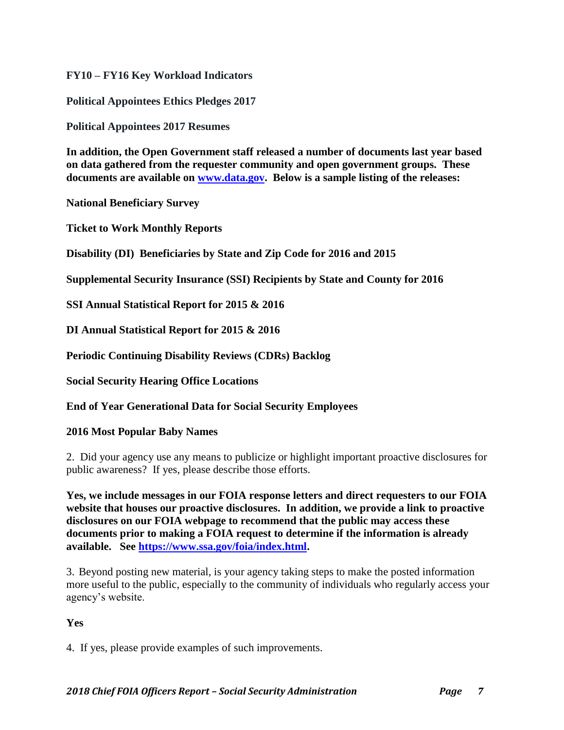**FY10 – FY16 Key Workload Indicators**

**Political Appointees Ethics Pledges 2017**

**Political Appointees 2017 Resumes**

**In addition, the Open Government staff released a number of documents last year based on data gathered from the requester community and open government groups. These documents are available on [www.data.gov](www.data.gov). Below is a sample listing of the releases:**

**National Beneficiary Survey**

**Ticket to Work Monthly Reports**

**Disability (DI) Beneficiaries by State and Zip Code for 2016 and 2015**

**Supplemental Security Insurance (SSI) Recipients by State and County for 2016**

**SSI Annual Statistical Report for 2015 & 2016**

**DI Annual Statistical Report for 2015 & 2016**

**Periodic Continuing Disability Reviews (CDRs) Backlog**

**Social Security Hearing Office Locations**

**End of Year Generational Data for Social Security Employees**

**2016 Most Popular Baby Names**

2. Did your agency use any means to publicize or highlight important proactive disclosures for public awareness? If yes, please describe those efforts.

**Yes, we include messages in our FOIA response letters and direct requesters to our FOIA website that houses our proactive disclosures. In addition, we provide a link to proactive disclosures on our FOIA webpage to recommend that the public may access these documents prior to making a FOIA request to determine if the information is already available. See [https://www.ssa.gov/foia/index.html](https://www.ssa.gov/foia/index.html).**

3. Beyond posting new material, is your agency taking steps to make the posted information more useful to the public, especially to the community of individuals who regularly access your agency's website.

**Yes**

4. If yes, please provide examples of such improvements.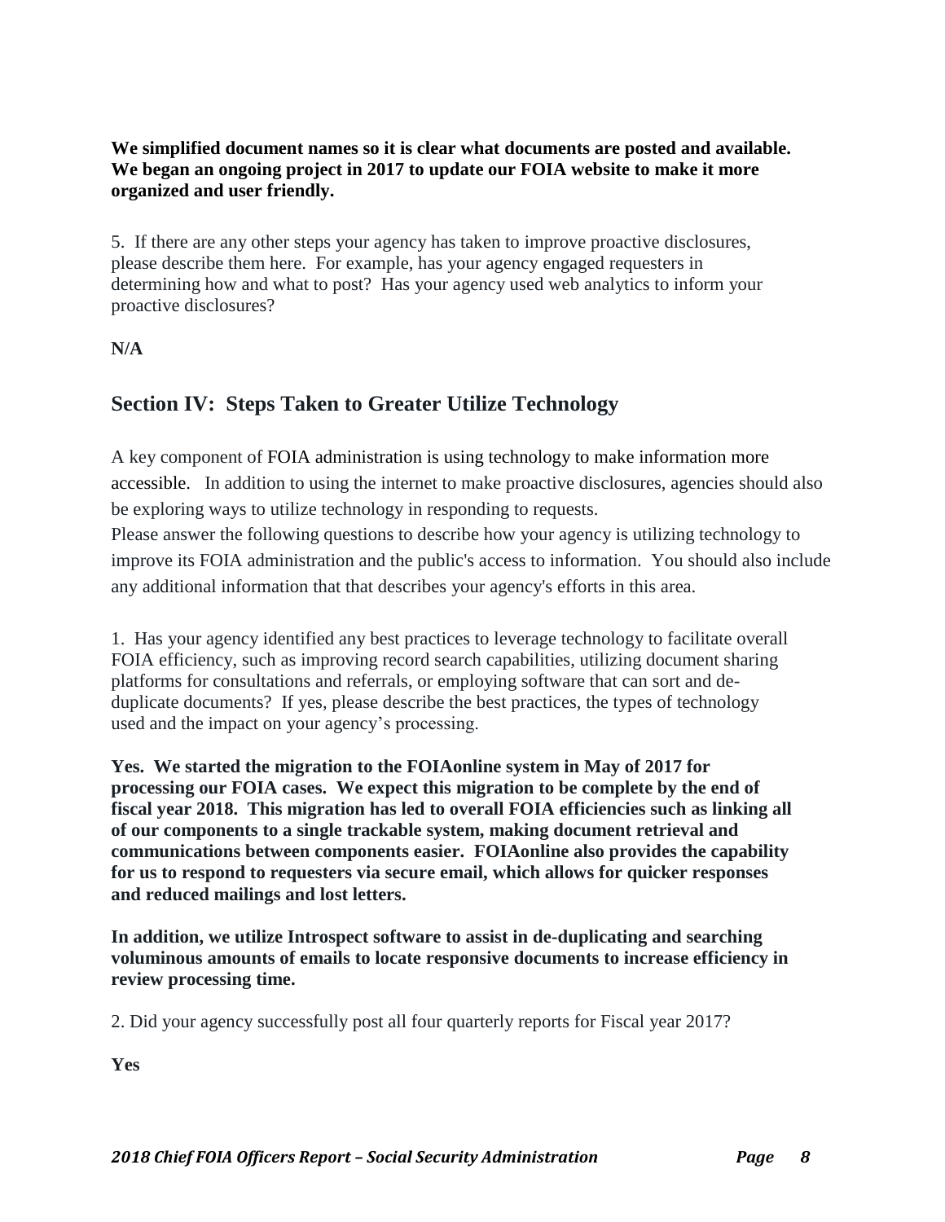**We simplified document names so it is clear what documents are posted and available. We began an ongoing project in 2017 to update our FOIA website to make it more organized and user friendly.**

5. If there are any other steps your agency has taken to improve proactive disclosures, please describe them here. For example, has your agency engaged requesters in determining how and what to post? Has your agency used web analytics to inform your proactive disclosures?

**N/A**

## Section IV: Steps Taken to Greater Utilize Technology

A key component of FOIA administration is using technology to make information more accessible. In addition to using the internet to make proactive disclosures, agencies should also be exploring ways to utilize technology in responding to requests.
Please answer the following questions to describe how your agency is utilizing technology to improve its FOIA administration and the public's access to information. You should also include any additional information that that describes your agency's efforts in this area.

1. Has your agency identified any best practices to leverage technology to facilitate overall FOIA efficiency, such as improving record search capabilities, utilizing document sharing platforms for consultations and referrals, or employing software that can sort and de-duplicate documents? If yes, please describe the best practices, the types of technology used and the impact on your agency's processing.

**Yes. We started the migration to the FOIAonline system in May of 2017 for processing our FOIA cases. We expect this migration to be complete by the end of fiscal year 2018. This migration has led to overall FOIA efficiencies such as linking all of our components to a single trackable system, making document retrieval and communications between components easier. FOIAonline also provides the capability for us to respond to requesters via secure email, which allows for quicker responses and reduced mailings and lost letters.**

**In addition, we utilize Introspect software to assist in de-duplicating and searching voluminous amounts of emails to locate responsive documents to increase efficiency in review processing time.**

2. Did your agency successfully post all four quarterly reports for Fiscal year 2017?

**Yes**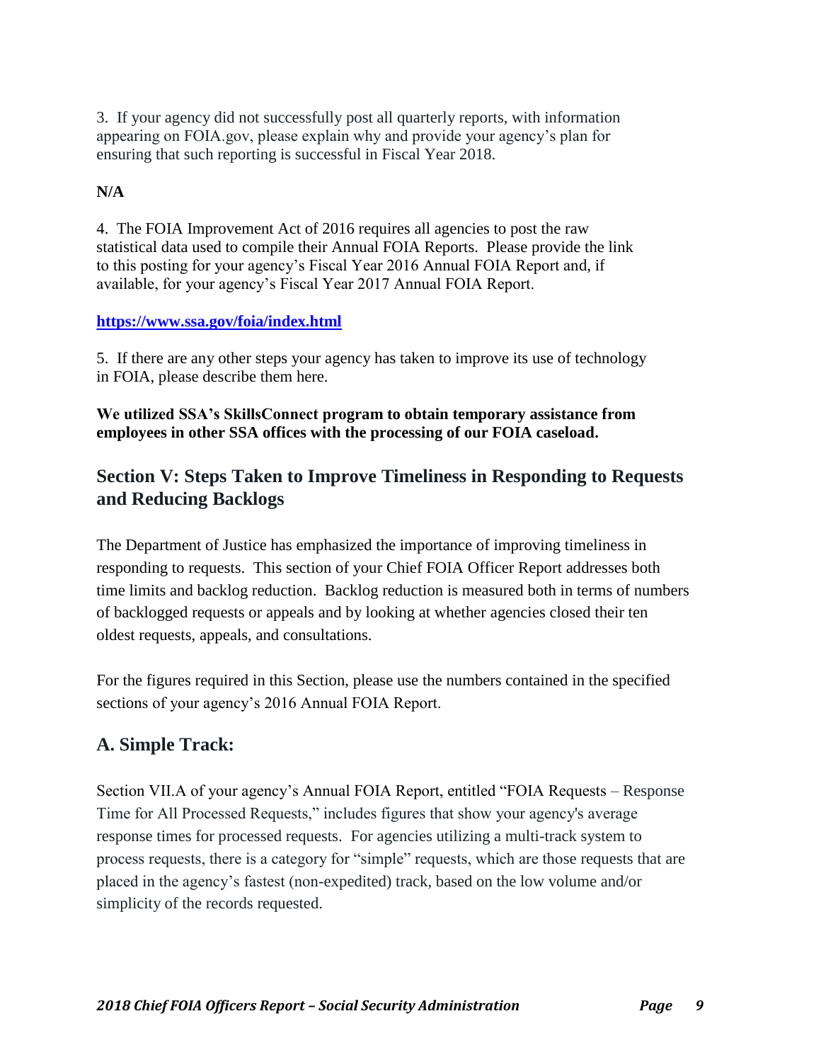3. If your agency did not successfully post all quarterly reports, with information appearing on FOIA.gov, please explain why and provide your agency's plan for ensuring that such reporting is successful in Fiscal Year 2018.

**N/A**

4. The FOIA Improvement Act of 2016 requires all agencies to post the raw statistical data used to compile their Annual FOIA Reports. Please provide the link to this posting for your agency's Fiscal Year 2016 Annual FOIA Report and, if available, for your agency's Fiscal Year 2017 Annual FOIA Report.

**https://www.ssa.gov/foia/index.html**

5. If there are any other steps your agency has taken to improve its use of technology in FOIA, please describe them here.

**We utilized SSA's SkillsConnect program to obtain temporary assistance from employees in other SSA offices with the processing of our FOIA caseload.**

## Section V: Steps Taken to Improve Timeliness in Responding to Requests and Reducing Backlogs

The Department of Justice has emphasized the importance of improving timeliness in responding to requests. This section of your Chief FOIA Officer Report addresses both time limits and backlog reduction. Backlog reduction is measured both in terms of numbers of backlogged requests or appeals and by looking at whether agencies closed their ten oldest requests, appeals, and consultations.

For the figures required in this Section, please use the numbers contained in the specified sections of your agency's 2016 Annual FOIA Report.

### A. Simple Track:

Section VII.A of your agency's Annual FOIA Report, entitled "FOIA Requests – Response Time for All Processed Requests," includes figures that show your agency's average response times for processed requests. For agencies utilizing a multi-track system to process requests, there is a category for "simple" requests, which are those requests that are placed in the agency's fastest (non-expedited) track, based on the low volume and/or simplicity of the records requested.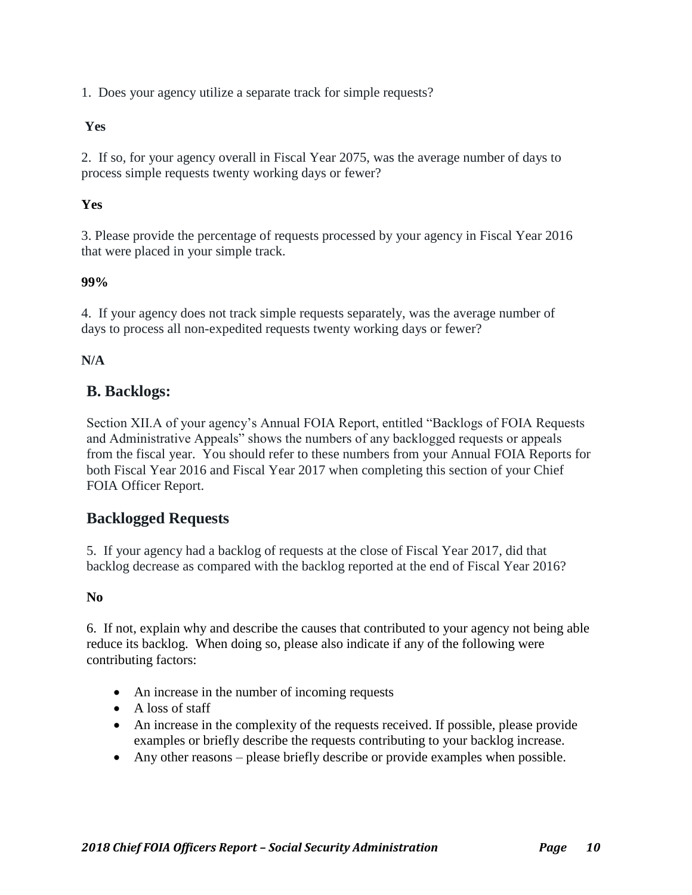1. Does your agency utilize a separate track for simple requests?

**Yes**

2. If so, for your agency overall in Fiscal Year 2075, was the average number of days to process simple requests twenty working days or fewer?

**Yes**

3. Please provide the percentage of requests processed by your agency in Fiscal Year 2016 that were placed in your simple track.

**99%**

4. If your agency does not track simple requests separately, was the average number of days to process all non-expedited requests twenty working days or fewer?

**N/A**

## B. Backlogs:

Section XII.A of your agency's Annual FOIA Report, entitled "Backlogs of FOIA Requests and Administrative Appeals" shows the numbers of any backlogged requests or appeals from the fiscal year. You should refer to these numbers from your Annual FOIA Reports for both Fiscal Year 2016 and Fiscal Year 2017 when completing this section of your Chief FOIA Officer Report.

## Backlogged Requests

5. If your agency had a backlog of requests at the close of Fiscal Year 2017, did that backlog decrease as compared with the backlog reported at the end of Fiscal Year 2016?

**No**

6. If not, explain why and describe the causes that contributed to your agency not being able reduce its backlog. When doing so, please also indicate if any of the following were contributing factors:

- An increase in the number of incoming requests
- A loss of staff
- An increase in the complexity of the requests received. If possible, please provide examples or briefly describe the requests contributing to your backlog increase.
- Any other reasons – please briefly describe or provide examples when possible.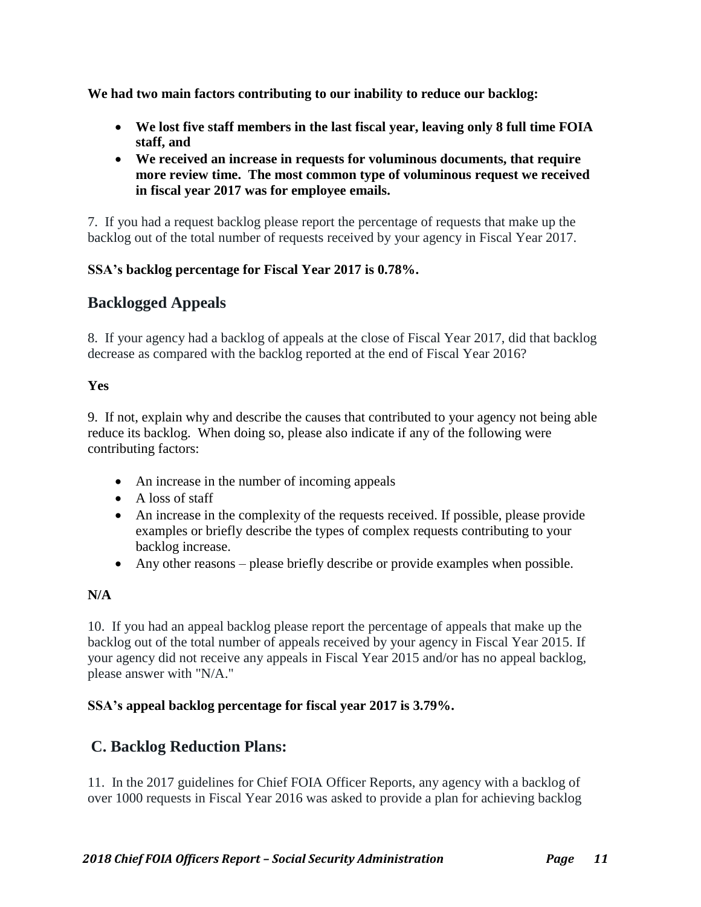**We had two main factors contributing to our inability to reduce our backlog:**

- **We lost five staff members in the last fiscal year, leaving only 8 full time FOIA staff, and**
- **We received an increase in requests for voluminous documents, that require more review time. The most common type of voluminous request we received in fiscal year 2017 was for employee emails.**

7. If you had a request backlog please report the percentage of requests that make up the backlog out of the total number of requests received by your agency in Fiscal Year 2017.

**SSA's backlog percentage for Fiscal Year 2017 is 0.78%.**

## Backlogged Appeals

8. If your agency had a backlog of appeals at the close of Fiscal Year 2017, did that backlog decrease as compared with the backlog reported at the end of Fiscal Year 2016?

**Yes**

9. If not, explain why and describe the causes that contributed to your agency not being able reduce its backlog. When doing so, please also indicate if any of the following were contributing factors:

- An increase in the number of incoming appeals
- A loss of staff
- An increase in the complexity of the requests received. If possible, please provide examples or briefly describe the types of complex requests contributing to your backlog increase.
- Any other reasons – please briefly describe or provide examples when possible.

**N/A**

10. If you had an appeal backlog please report the percentage of appeals that make up the backlog out of the total number of appeals received by your agency in Fiscal Year 2015. If your agency did not receive any appeals in Fiscal Year 2015 and/or has no appeal backlog, please answer with "N/A."

**SSA's appeal backlog percentage for fiscal year 2017 is 3.79%.**

## C. Backlog Reduction Plans:

11. In the 2017 guidelines for Chief FOIA Officer Reports, any agency with a backlog of over 1000 requests in Fiscal Year 2016 was asked to provide a plan for achieving backlog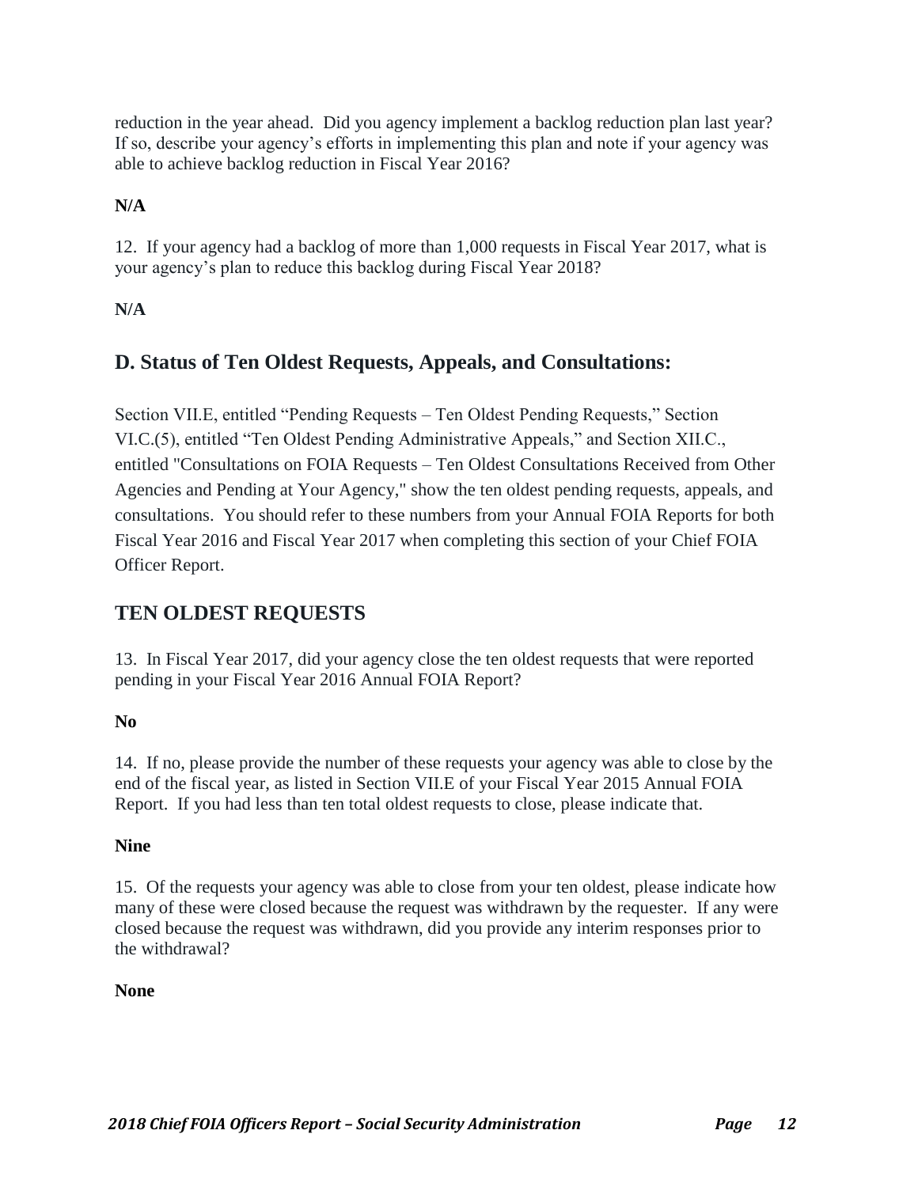reduction in the year ahead. Did you agency implement a backlog reduction plan last year? If so, describe your agency's efforts in implementing this plan and note if your agency was able to achieve backlog reduction in Fiscal Year 2016?

**N/A**

12. If your agency had a backlog of more than 1,000 requests in Fiscal Year 2017, what is your agency's plan to reduce this backlog during Fiscal Year 2018?

**N/A**

## D. Status of Ten Oldest Requests, Appeals, and Consultations:

Section VII.E, entitled "Pending Requests – Ten Oldest Pending Requests," Section VI.C.(5), entitled "Ten Oldest Pending Administrative Appeals," and Section XII.C., entitled "Consultations on FOIA Requests – Ten Oldest Consultations Received from Other Agencies and Pending at Your Agency," show the ten oldest pending requests, appeals, and consultations. You should refer to these numbers from your Annual FOIA Reports for both Fiscal Year 2016 and Fiscal Year 2017 when completing this section of your Chief FOIA Officer Report.

## TEN OLDEST REQUESTS

13. In Fiscal Year 2017, did your agency close the ten oldest requests that were reported pending in your Fiscal Year 2016 Annual FOIA Report?

**No**

14. If no, please provide the number of these requests your agency was able to close by the end of the fiscal year, as listed in Section VII.E of your Fiscal Year 2015 Annual FOIA Report. If you had less than ten total oldest requests to close, please indicate that.

**Nine**

15. Of the requests your agency was able to close from your ten oldest, please indicate how many of these were closed because the request was withdrawn by the requester. If any were closed because the request was withdrawn, did you provide any interim responses prior to the withdrawal?

**None**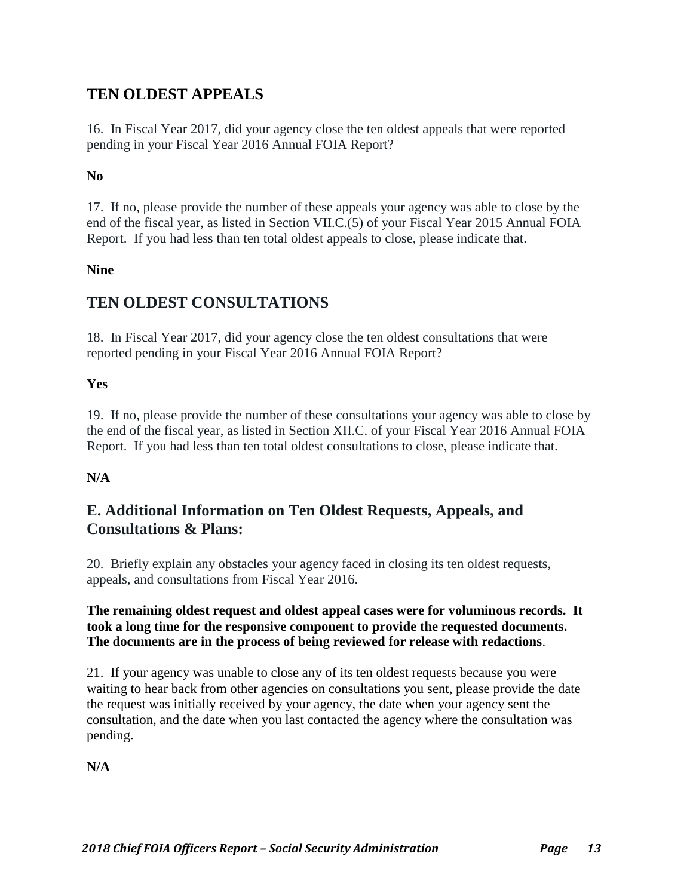## TEN OLDEST APPEALS

16. In Fiscal Year 2017, did your agency close the ten oldest appeals that were reported pending in your Fiscal Year 2016 Annual FOIA Report?

**No**

17. If no, please provide the number of these appeals your agency was able to close by the end of the fiscal year, as listed in Section VII.C.(5) of your Fiscal Year 2015 Annual FOIA Report. If you had less than ten total oldest appeals to close, please indicate that.

**Nine**

## TEN OLDEST CONSULTATIONS

18. In Fiscal Year 2017, did your agency close the ten oldest consultations that were reported pending in your Fiscal Year 2016 Annual FOIA Report?

**Yes**

19. If no, please provide the number of these consultations your agency was able to close by the end of the fiscal year, as listed in Section XII.C. of your Fiscal Year 2016 Annual FOIA Report. If you had less than ten total oldest consultations to close, please indicate that.

**N/A**

## E. Additional Information on Ten Oldest Requests, Appeals, and Consultations & Plans:

20. Briefly explain any obstacles your agency faced in closing its ten oldest requests, appeals, and consultations from Fiscal Year 2016.

**The remaining oldest request and oldest appeal cases were for voluminous records. It took a long time for the responsive component to provide the requested documents. The documents are in the process of being reviewed for release with redactions**.

21. If your agency was unable to close any of its ten oldest requests because you were waiting to hear back from other agencies on consultations you sent, please provide the date the request was initially received by your agency, the date when your agency sent the consultation, and the date when you last contacted the agency where the consultation was pending.

**N/A**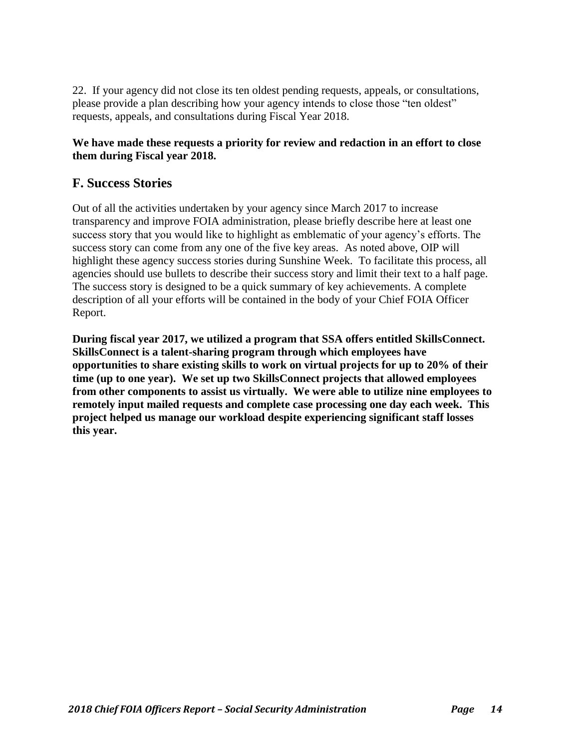22. If your agency did not close its ten oldest pending requests, appeals, or consultations, please provide a plan describing how your agency intends to close those "ten oldest" requests, appeals, and consultations during Fiscal Year 2018.

**We have made these requests a priority for review and redaction in an effort to close them during Fiscal year 2018.**

## F. Success Stories

Out of all the activities undertaken by your agency since March 2017 to increase transparency and improve FOIA administration, please briefly describe here at least one success story that you would like to highlight as emblematic of your agency's efforts. The success story can come from any one of the five key areas. As noted above, OIP will highlight these agency success stories during Sunshine Week. To facilitate this process, all agencies should use bullets to describe their success story and limit their text to a half page. The success story is designed to be a quick summary of key achievements. A complete description of all your efforts will be contained in the body of your Chief FOIA Officer Report.

**During fiscal year 2017, we utilized a program that SSA offers entitled SkillsConnect. SkillsConnect is a talent-sharing program through which employees have opportunities to share existing skills to work on virtual projects for up to 20% of their time (up to one year). We set up two SkillsConnect projects that allowed employees from other components to assist us virtually. We were able to utilize nine employees to remotely input mailed requests and complete case processing one day each week. This project helped us manage our workload despite experiencing significant staff losses this year.**